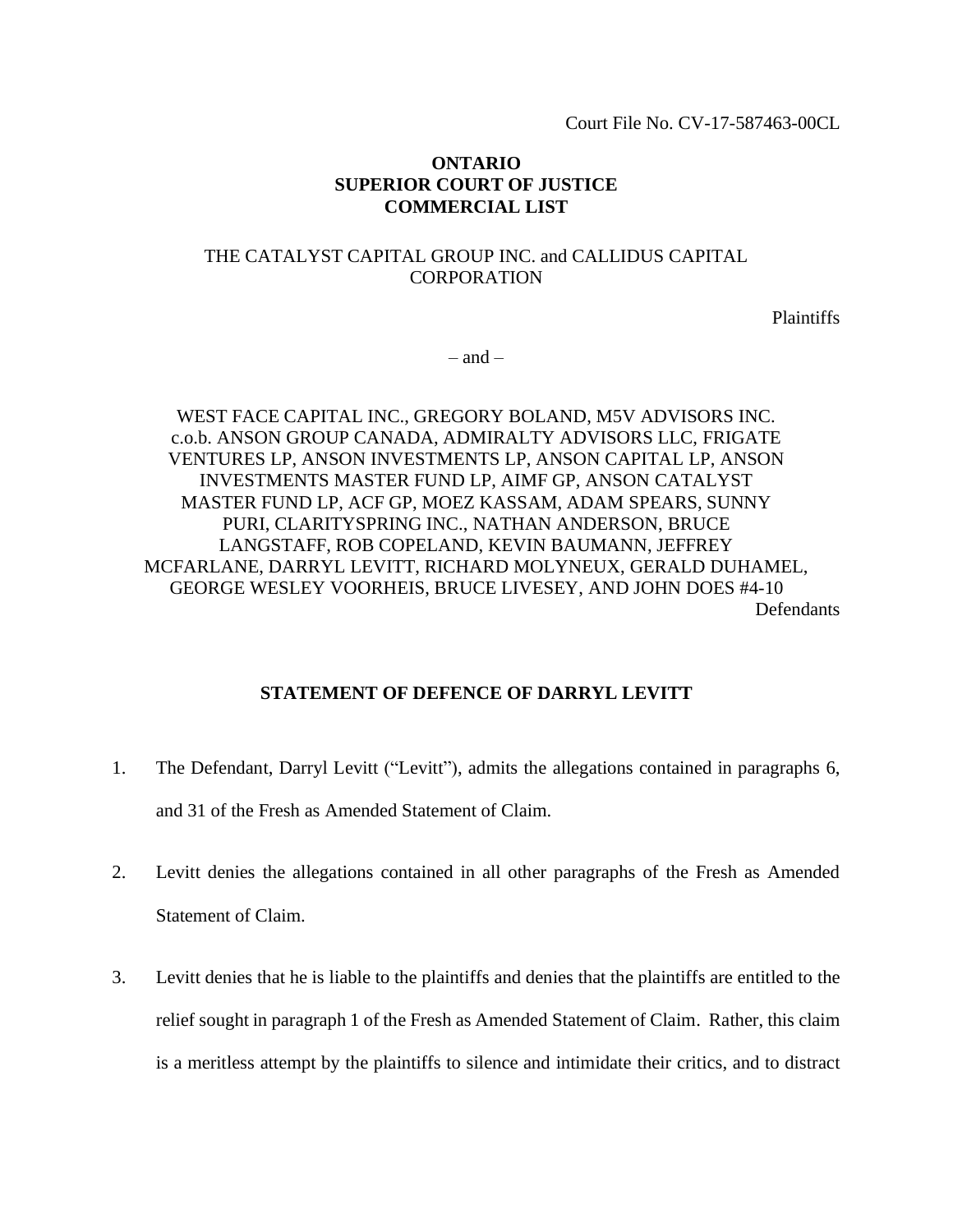Court File No. CV-17-587463-00CL

**ONTARIO**
**SUPERIOR COURT OF JUSTICE**
**COMMERCIAL LIST**

THE CATALYST CAPITAL GROUP INC. and CALLIDUS CAPITAL CORPORATION

Plaintiffs

– and –

WEST FACE CAPITAL INC., GREGORY BOLAND, M5V ADVISORS INC. c.o.b. ANSON GROUP CANADA, ADMIRALTY ADVISORS LLC, FRIGATE VENTURES LP, ANSON INVESTMENTS LP, ANSON CAPITAL LP, ANSON INVESTMENTS MASTER FUND LP, AIMF GP, ANSON CATALYST MASTER FUND LP, ACF GP, MOEZ KASSAM, ADAM SPEARS, SUNNY PURI, CLARITYSPRING INC., NATHAN ANDERSON, BRUCE LANGSTAFF, ROB COPELAND, KEVIN BAUMANN, JEFFREY MCFARLANE, DARRYL LEVITT, RICHARD MOLYNEUX, GERALD DUHAMEL, GEORGE WESLEY VOORHEIS, BRUCE LIVESEY, AND JOHN DOES #4-10

Defendants

## STATEMENT OF DEFENCE OF DARRYL LEVITT

1. The Defendant, Darryl Levitt ("Levitt"), admits the allegations contained in paragraphs 6, and 31 of the Fresh as Amended Statement of Claim.

2. Levitt denies the allegations contained in all other paragraphs of the Fresh as Amended Statement of Claim.

3. Levitt denies that he is liable to the plaintiffs and denies that the plaintiffs are entitled to the relief sought in paragraph 1 of the Fresh as Amended Statement of Claim. Rather, this claim is a meritless attempt by the plaintiffs to silence and intimidate their critics, and to distract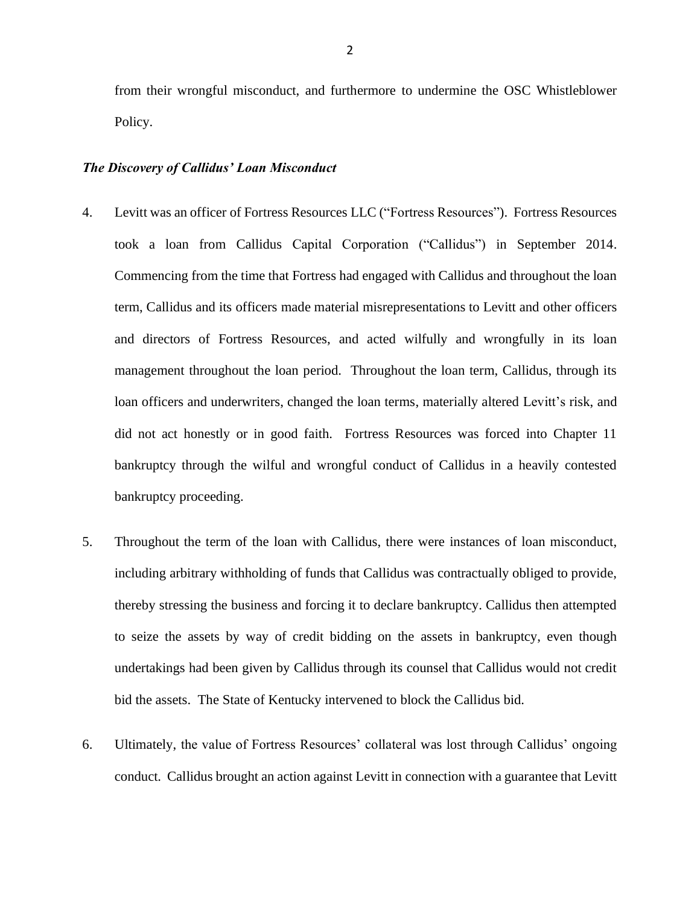from their wrongful misconduct, and furthermore to undermine the OSC Whistleblower Policy.

***The Discovery of Callidus' Loan Misconduct***

4. Levitt was an officer of Fortress Resources LLC ("Fortress Resources"). Fortress Resources took a loan from Callidus Capital Corporation ("Callidus") in September 2014. Commencing from the time that Fortress had engaged with Callidus and throughout the loan term, Callidus and its officers made material misrepresentations to Levitt and other officers and directors of Fortress Resources, and acted wilfully and wrongfully in its loan management throughout the loan period. Throughout the loan term, Callidus, through its loan officers and underwriters, changed the loan terms, materially altered Levitt's risk, and did not act honestly or in good faith. Fortress Resources was forced into Chapter 11 bankruptcy through the wilful and wrongful conduct of Callidus in a heavily contested bankruptcy proceeding.

5. Throughout the term of the loan with Callidus, there were instances of loan misconduct, including arbitrary withholding of funds that Callidus was contractually obliged to provide, thereby stressing the business and forcing it to declare bankruptcy. Callidus then attempted to seize the assets by way of credit bidding on the assets in bankruptcy, even though undertakings had been given by Callidus through its counsel that Callidus would not credit bid the assets. The State of Kentucky intervened to block the Callidus bid.

6. Ultimately, the value of Fortress Resources' collateral was lost through Callidus' ongoing conduct. Callidus brought an action against Levitt in connection with a guarantee that Levitt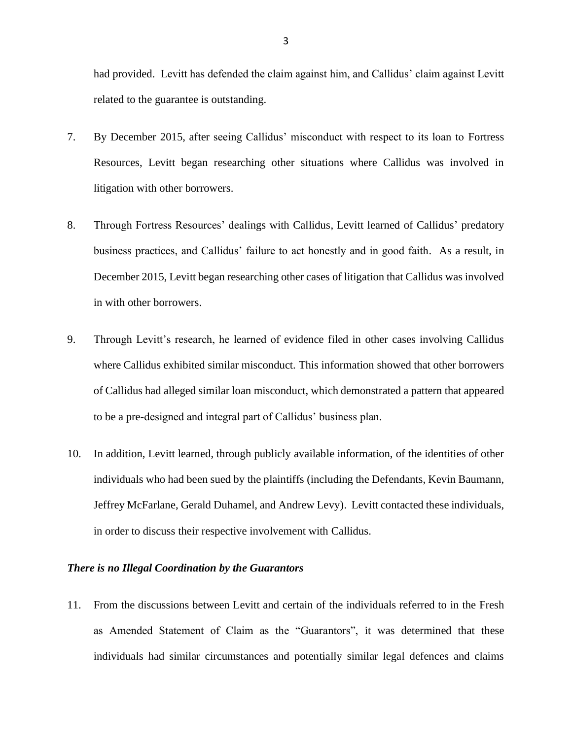had provided. Levitt has defended the claim against him, and Callidus' claim against Levitt related to the guarantee is outstanding.

7. By December 2015, after seeing Callidus' misconduct with respect to its loan to Fortress Resources, Levitt began researching other situations where Callidus was involved in litigation with other borrowers.

8. Through Fortress Resources' dealings with Callidus, Levitt learned of Callidus' predatory business practices, and Callidus' failure to act honestly and in good faith. As a result, in December 2015, Levitt began researching other cases of litigation that Callidus was involved in with other borrowers.

9. Through Levitt's research, he learned of evidence filed in other cases involving Callidus where Callidus exhibited similar misconduct. This information showed that other borrowers of Callidus had alleged similar loan misconduct, which demonstrated a pattern that appeared to be a pre-designed and integral part of Callidus' business plan.

10. In addition, Levitt learned, through publicly available information, of the identities of other individuals who had been sued by the plaintiffs (including the Defendants, Kevin Baumann, Jeffrey McFarlane, Gerald Duhamel, and Andrew Levy). Levitt contacted these individuals, in order to discuss their respective involvement with Callidus.

***There is no Illegal Coordination by the Guarantors***

11. From the discussions between Levitt and certain of the individuals referred to in the Fresh as Amended Statement of Claim as the "Guarantors", it was determined that these individuals had similar circumstances and potentially similar legal defences and claims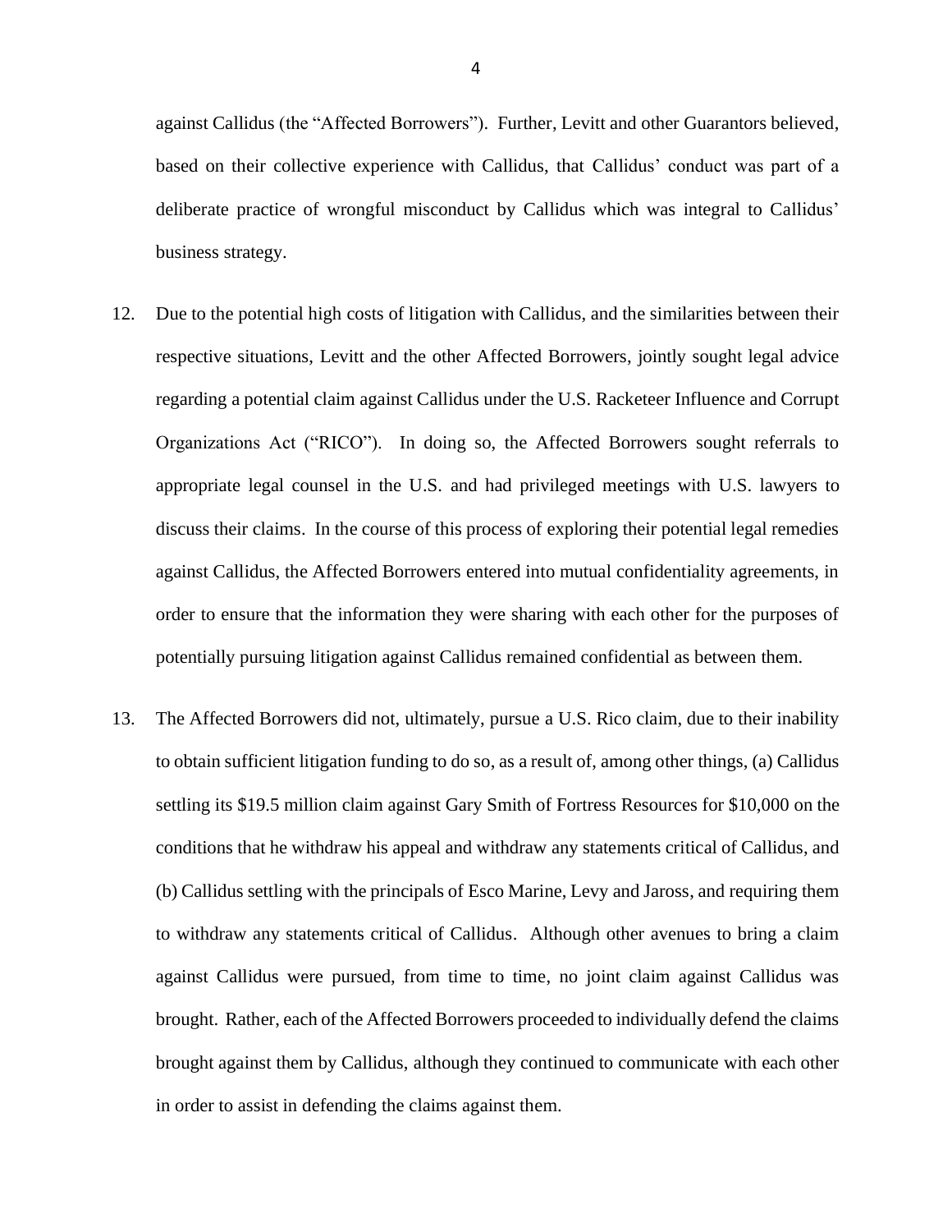against Callidus (the "Affected Borrowers"). Further, Levitt and other Guarantors believed, based on their collective experience with Callidus, that Callidus' conduct was part of a deliberate practice of wrongful misconduct by Callidus which was integral to Callidus' business strategy.

12. Due to the potential high costs of litigation with Callidus, and the similarities between their respective situations, Levitt and the other Affected Borrowers, jointly sought legal advice regarding a potential claim against Callidus under the U.S. Racketeer Influence and Corrupt Organizations Act ("RICO"). In doing so, the Affected Borrowers sought referrals to appropriate legal counsel in the U.S. and had privileged meetings with U.S. lawyers to discuss their claims. In the course of this process of exploring their potential legal remedies against Callidus, the Affected Borrowers entered into mutual confidentiality agreements, in order to ensure that the information they were sharing with each other for the purposes of potentially pursuing litigation against Callidus remained confidential as between them.

13. The Affected Borrowers did not, ultimately, pursue a U.S. Rico claim, due to their inability to obtain sufficient litigation funding to do so, as a result of, among other things, (a) Callidus settling its $19.5 million claim against Gary Smith of Fortress Resources for $10,000 on the conditions that he withdraw his appeal and withdraw any statements critical of Callidus, and (b) Callidus settling with the principals of Esco Marine, Levy and Jaross, and requiring them to withdraw any statements critical of Callidus. Although other avenues to bring a claim against Callidus were pursued, from time to time, no joint claim against Callidus was brought. Rather, each of the Affected Borrowers proceeded to individually defend the claims brought against them by Callidus, although they continued to communicate with each other in order to assist in defending the claims against them.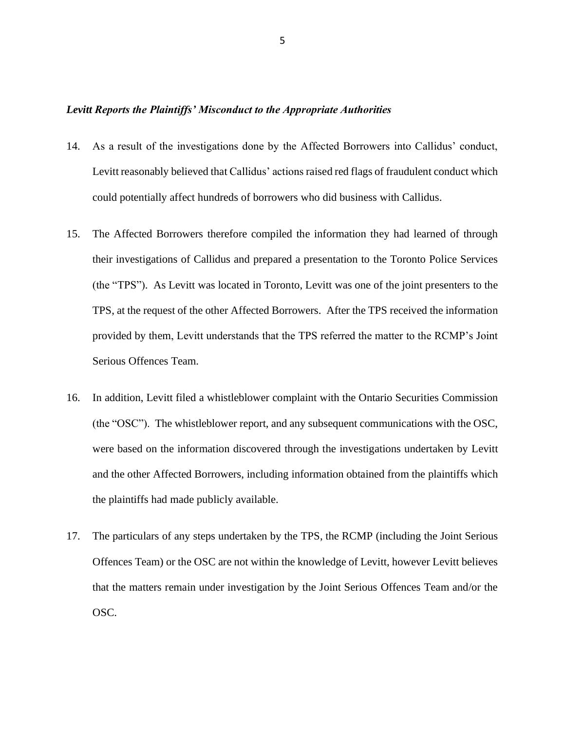***Levitt Reports the Plaintiffs' Misconduct to the Appropriate Authorities***

14. As a result of the investigations done by the Affected Borrowers into Callidus' conduct, Levitt reasonably believed that Callidus' actions raised red flags of fraudulent conduct which could potentially affect hundreds of borrowers who did business with Callidus.

15. The Affected Borrowers therefore compiled the information they had learned of through their investigations of Callidus and prepared a presentation to the Toronto Police Services (the "TPS"). As Levitt was located in Toronto, Levitt was one of the joint presenters to the TPS, at the request of the other Affected Borrowers. After the TPS received the information provided by them, Levitt understands that the TPS referred the matter to the RCMP's Joint Serious Offences Team.

16. In addition, Levitt filed a whistleblower complaint with the Ontario Securities Commission (the "OSC"). The whistleblower report, and any subsequent communications with the OSC, were based on the information discovered through the investigations undertaken by Levitt and the other Affected Borrowers, including information obtained from the plaintiffs which the plaintiffs had made publicly available.

17. The particulars of any steps undertaken by the TPS, the RCMP (including the Joint Serious Offences Team) or the OSC are not within the knowledge of Levitt, however Levitt believes that the matters remain under investigation by the Joint Serious Offences Team and/or the OSC.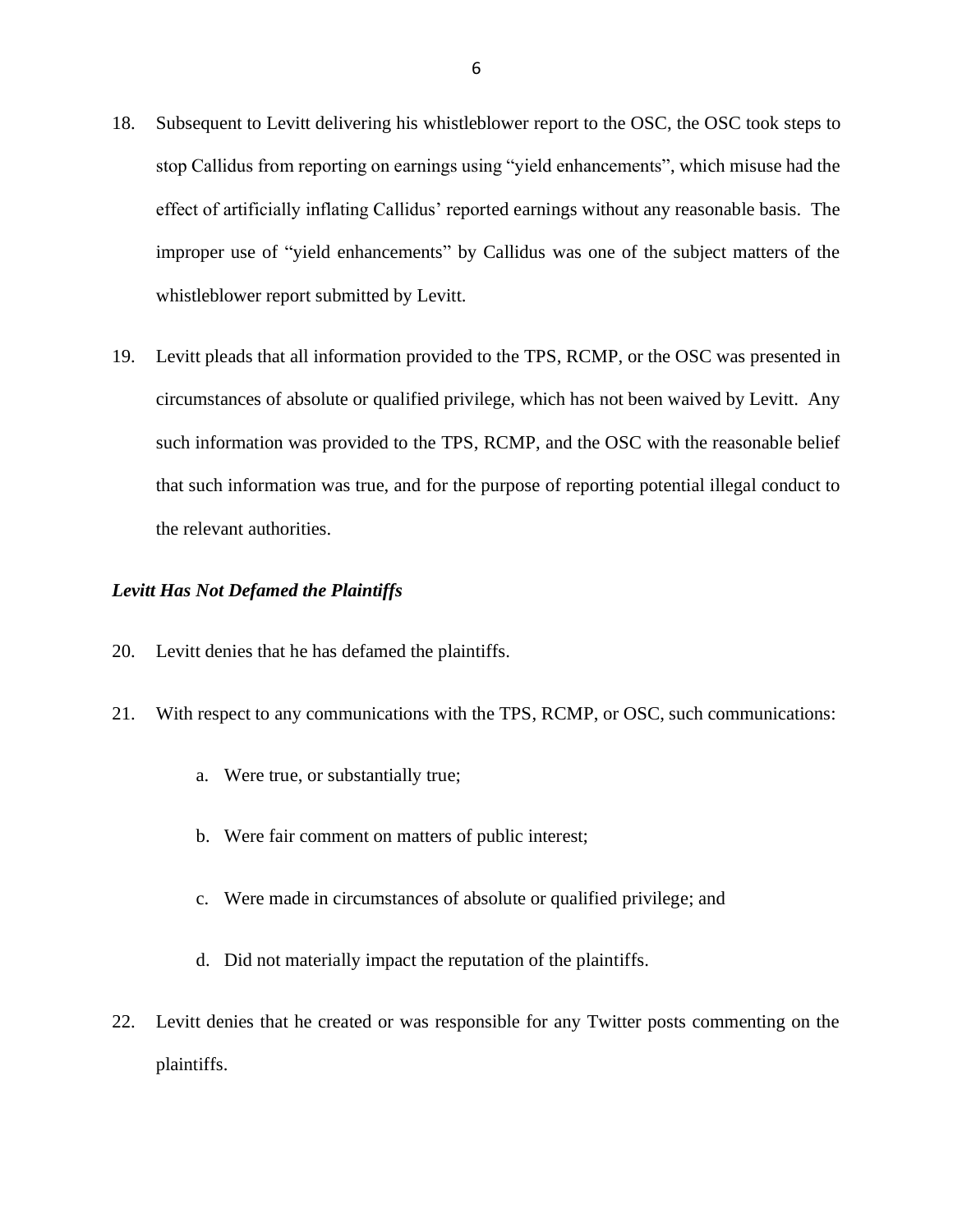18. Subsequent to Levitt delivering his whistleblower report to the OSC, the OSC took steps to stop Callidus from reporting on earnings using "yield enhancements", which misuse had the effect of artificially inflating Callidus' reported earnings without any reasonable basis. The improper use of "yield enhancements" by Callidus was one of the subject matters of the whistleblower report submitted by Levitt.

19. Levitt pleads that all information provided to the TPS, RCMP, or the OSC was presented in circumstances of absolute or qualified privilege, which has not been waived by Levitt. Any such information was provided to the TPS, RCMP, and the OSC with the reasonable belief that such information was true, and for the purpose of reporting potential illegal conduct to the relevant authorities.

***Levitt Has Not Defamed the Plaintiffs***

20. Levitt denies that he has defamed the plaintiffs.

21. With respect to any communications with the TPS, RCMP, or OSC, such communications:

    a. Were true, or substantially true;

    b. Were fair comment on matters of public interest;

    c. Were made in circumstances of absolute or qualified privilege; and

    d. Did not materially impact the reputation of the plaintiffs.

22. Levitt denies that he created or was responsible for any Twitter posts commenting on the plaintiffs.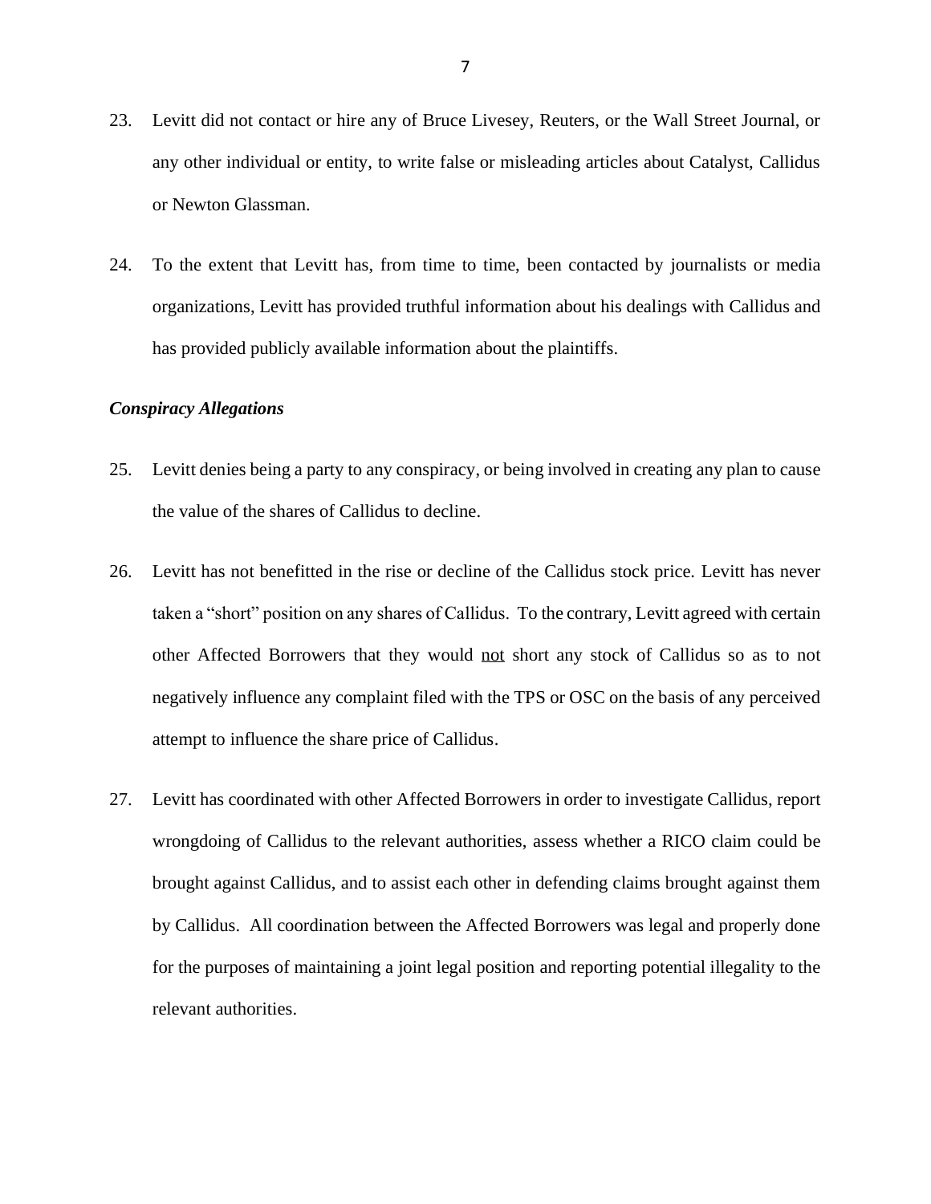23. Levitt did not contact or hire any of Bruce Livesey, Reuters, or the Wall Street Journal, or any other individual or entity, to write false or misleading articles about Catalyst, Callidus or Newton Glassman.

24. To the extent that Levitt has, from time to time, been contacted by journalists or media organizations, Levitt has provided truthful information about his dealings with Callidus and has provided publicly available information about the plaintiffs.

### *Conspiracy Allegations*

25. Levitt denies being a party to any conspiracy, or being involved in creating any plan to cause the value of the shares of Callidus to decline.

26. Levitt has not benefitted in the rise or decline of the Callidus stock price. Levitt has never taken a "short" position on any shares of Callidus. To the contrary, Levitt agreed with certain other Affected Borrowers that they would <u>not</u> short any stock of Callidus so as to not negatively influence any complaint filed with the TPS or OSC on the basis of any perceived attempt to influence the share price of Callidus.

27. Levitt has coordinated with other Affected Borrowers in order to investigate Callidus, report wrongdoing of Callidus to the relevant authorities, assess whether a RICO claim could be brought against Callidus, and to assist each other in defending claims brought against them by Callidus. All coordination between the Affected Borrowers was legal and properly done for the purposes of maintaining a joint legal position and reporting potential illegality to the relevant authorities.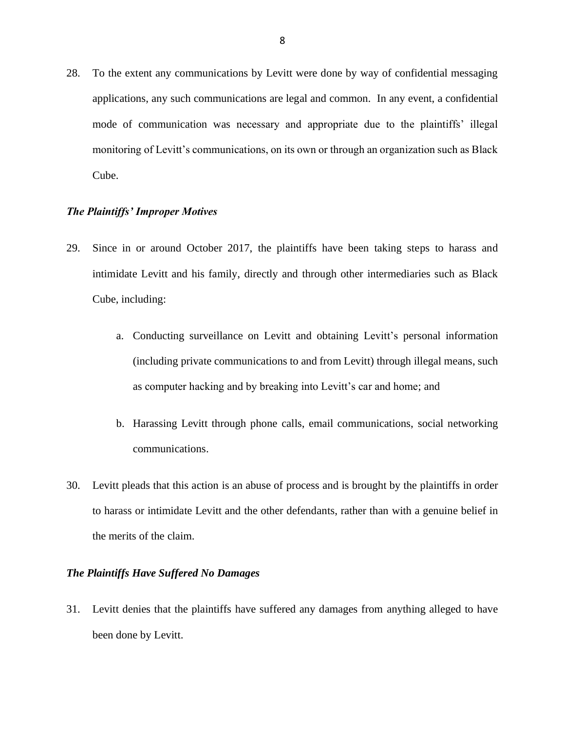28. To the extent any communications by Levitt were done by way of confidential messaging applications, any such communications are legal and common. In any event, a confidential mode of communication was necessary and appropriate due to the plaintiffs' illegal monitoring of Levitt's communications, on its own or through an organization such as Black Cube.

***The Plaintiffs' Improper Motives***

29. Since in or around October 2017, the plaintiffs have been taking steps to harass and intimidate Levitt and his family, directly and through other intermediaries such as Black Cube, including:

    a. Conducting surveillance on Levitt and obtaining Levitt's personal information (including private communications to and from Levitt) through illegal means, such as computer hacking and by breaking into Levitt's car and home; and

    b. Harassing Levitt through phone calls, email communications, social networking communications.

30. Levitt pleads that this action is an abuse of process and is brought by the plaintiffs in order to harass or intimidate Levitt and the other defendants, rather than with a genuine belief in the merits of the claim.

***The Plaintiffs Have Suffered No Damages***

31. Levitt denies that the plaintiffs have suffered any damages from anything alleged to have been done by Levitt.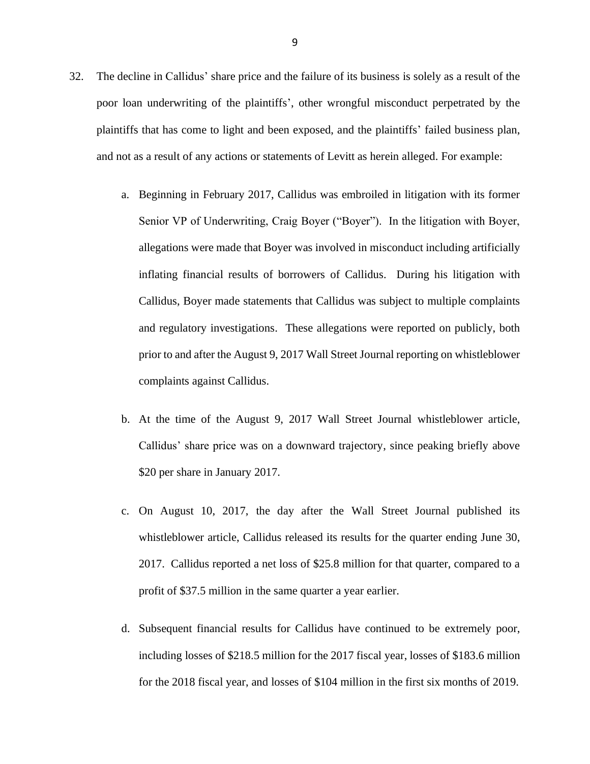32. The decline in Callidus' share price and the failure of its business is solely as a result of the poor loan underwriting of the plaintiffs', other wrongful misconduct perpetrated by the plaintiffs that has come to light and been exposed, and the plaintiffs' failed business plan, and not as a result of any actions or statements of Levitt as herein alleged. For example:

   a. Beginning in February 2017, Callidus was embroiled in litigation with its former Senior VP of Underwriting, Craig Boyer ("Boyer"). In the litigation with Boyer, allegations were made that Boyer was involved in misconduct including artificially inflating financial results of borrowers of Callidus. During his litigation with Callidus, Boyer made statements that Callidus was subject to multiple complaints and regulatory investigations. These allegations were reported on publicly, both prior to and after the August 9, 2017 Wall Street Journal reporting on whistleblower complaints against Callidus.

   b. At the time of the August 9, 2017 Wall Street Journal whistleblower article, Callidus' share price was on a downward trajectory, since peaking briefly above $20 per share in January 2017.

   c. On August 10, 2017, the day after the Wall Street Journal published its whistleblower article, Callidus released its results for the quarter ending June 30, 2017. Callidus reported a net loss of $25.8 million for that quarter, compared to a profit of $37.5 million in the same quarter a year earlier.

   d. Subsequent financial results for Callidus have continued to be extremely poor, including losses of $218.5 million for the 2017 fiscal year, losses of $183.6 million for the 2018 fiscal year, and losses of $104 million in the first six months of 2019.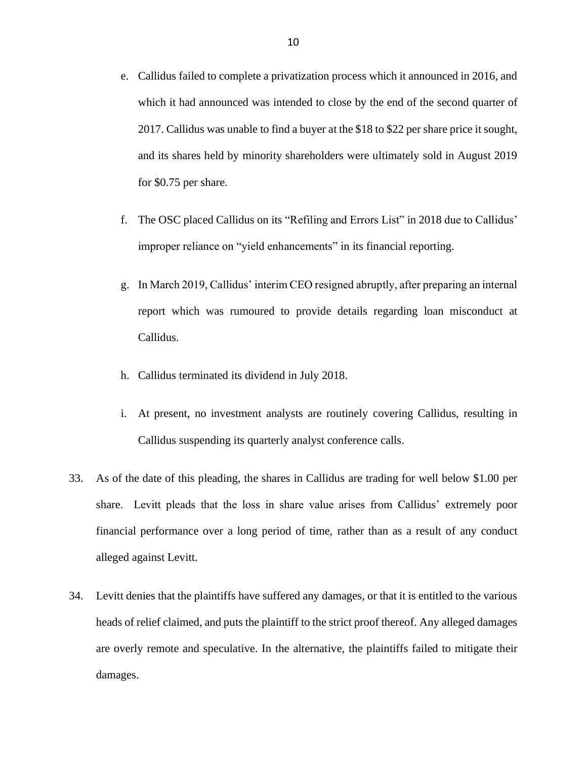e. Callidus failed to complete a privatization process which it announced in 2016, and which it had announced was intended to close by the end of the second quarter of 2017. Callidus was unable to find a buyer at the $18 to $22 per share price it sought, and its shares held by minority shareholders were ultimately sold in August 2019 for $0.75 per share.

f. The OSC placed Callidus on its "Refiling and Errors List" in 2018 due to Callidus' improper reliance on "yield enhancements" in its financial reporting.

g. In March 2019, Callidus' interim CEO resigned abruptly, after preparing an internal report which was rumoured to provide details regarding loan misconduct at Callidus.

h. Callidus terminated its dividend in July 2018.

i. At present, no investment analysts are routinely covering Callidus, resulting in Callidus suspending its quarterly analyst conference calls.

33. As of the date of this pleading, the shares in Callidus are trading for well below $1.00 per share. Levitt pleads that the loss in share value arises from Callidus' extremely poor financial performance over a long period of time, rather than as a result of any conduct alleged against Levitt.

34. Levitt denies that the plaintiffs have suffered any damages, or that it is entitled to the various heads of relief claimed, and puts the plaintiff to the strict proof thereof. Any alleged damages are overly remote and speculative. In the alternative, the plaintiffs failed to mitigate their damages.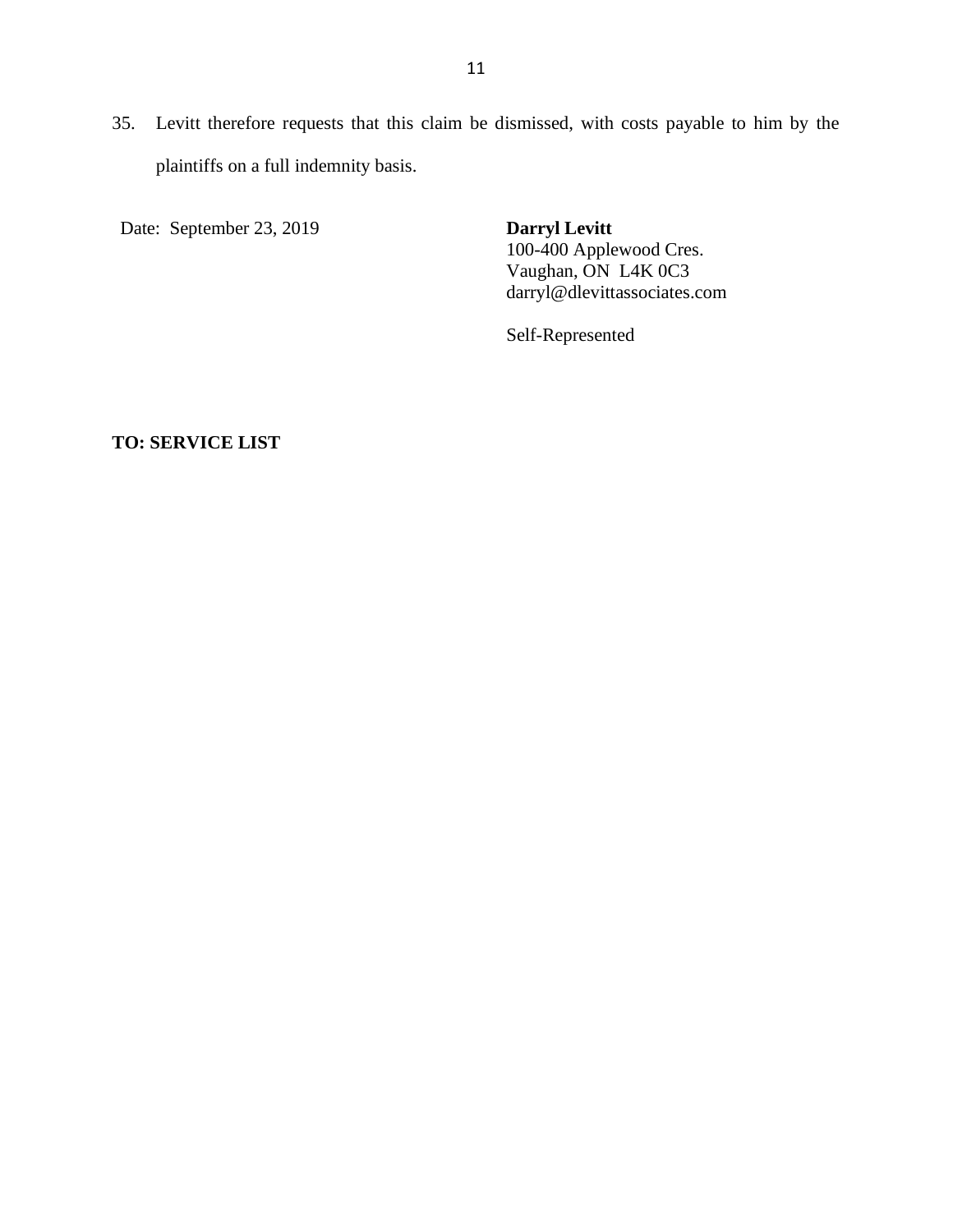35. Levitt therefore requests that this claim be dismissed, with costs payable to him by the plaintiffs on a full indemnity basis.

Date: September 23, 2019

**Darryl Levitt**
100-400 Applewood Cres.
Vaughan, ON L4K 0C3
darryl@dlevittassociates.com

Self-Represented

**TO: SERVICE LIST**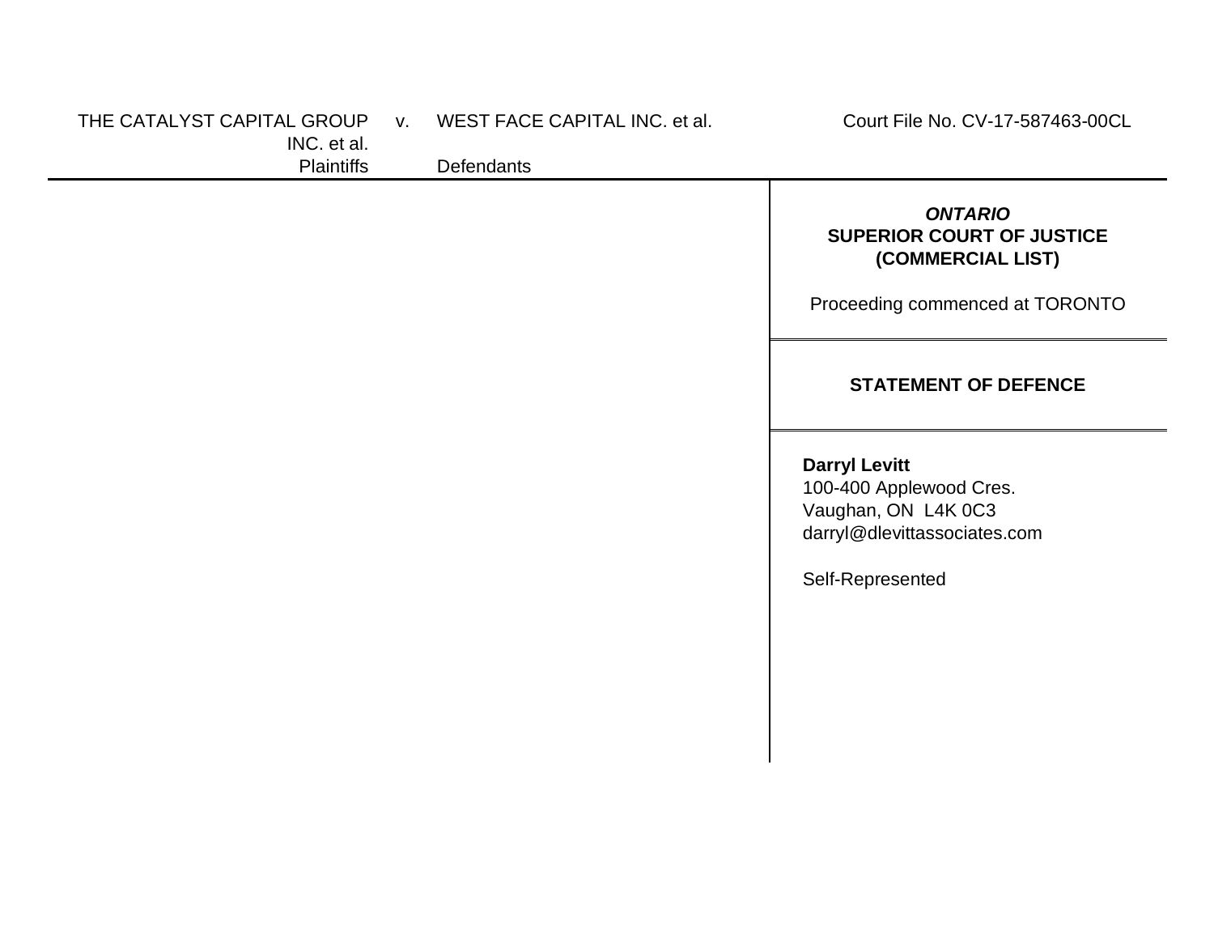| THE CATALYST CAPITAL GROUP INC. et al. | v. | WEST FACE CAPITAL INC. et al. | Court File No. CV-17-587463-00CL |
|---|---|---|---|
| Plaintiffs | | Defendants | |

***ONTARIO***
**SUPERIOR COURT OF JUSTICE**
**(COMMERCIAL LIST)**

Proceeding commenced at TORONTO

**STATEMENT OF DEFENCE**

**Darryl Levitt**
100-400 Applewood Cres.
Vaughan, ON L4K 0C3
darryl@dlevittassociates.com

Self-Represented